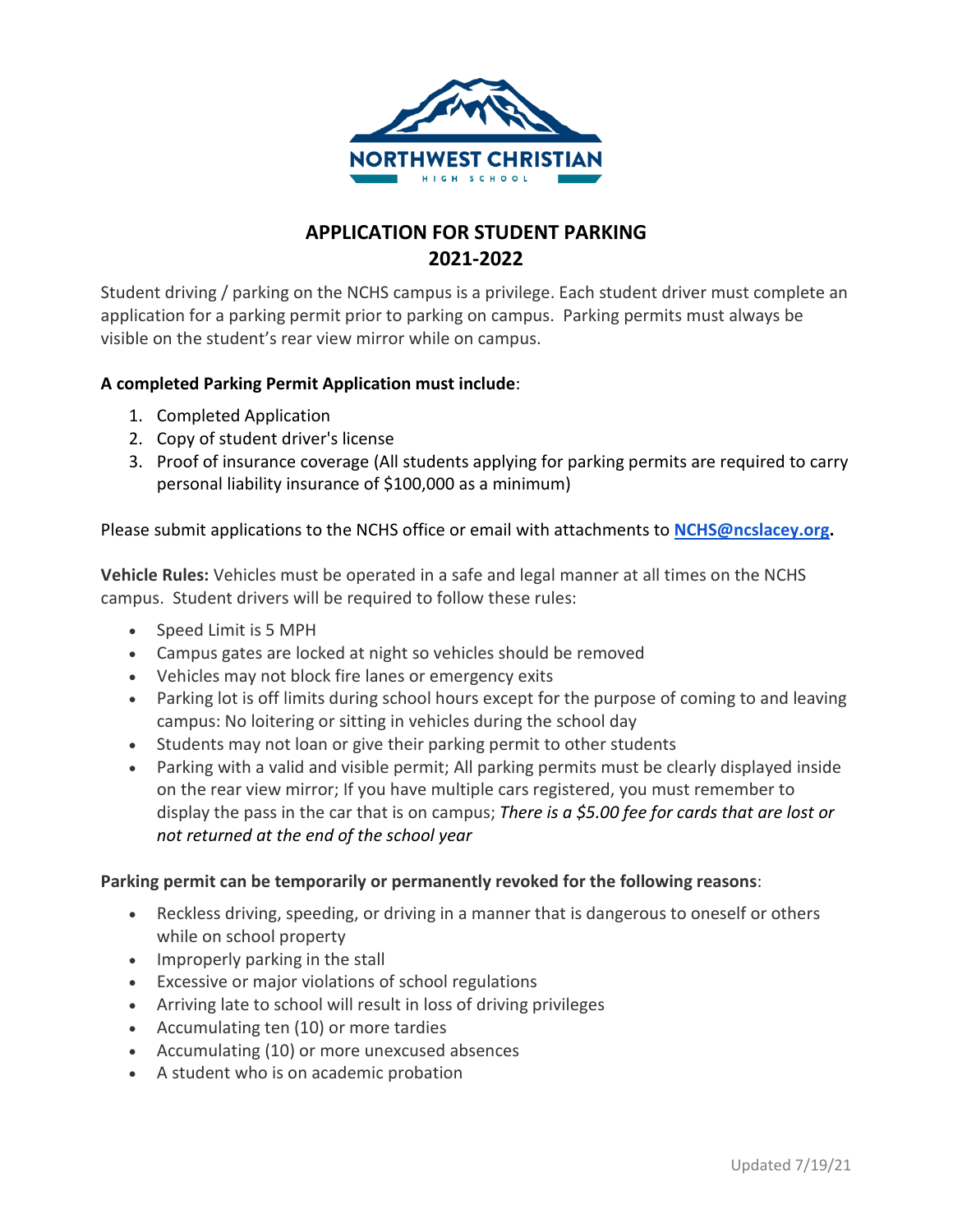NORTHWEST CHRISTIAN

HIGH SCHOOL

# APPLICATION FOR STUDENT PARKING
## 2021-2022

Student driving / parking on the NCHS campus is a privilege. Each student driver must complete an application for a parking permit prior to parking on campus. Parking permits must always be visible on the student's rear view mirror while on campus.

**A completed Parking Permit Application must include**:

1. Completed Application
2. Copy of student driver's license
3. Proof of insurance coverage (All students applying for parking permits are required to carry personal liability insurance of $100,000 as a minimum)

Please submit applications to the NCHS office or email with attachments to **NCHS@ncslacey.org.**

**Vehicle Rules:** Vehicles must be operated in a safe and legal manner at all times on the NCHS campus. Student drivers will be required to follow these rules:

- Speed Limit is 5 MPH
- Campus gates are locked at night so vehicles should be removed
- Vehicles may not block fire lanes or emergency exits
- Parking lot is off limits during school hours except for the purpose of coming to and leaving campus: No loitering or sitting in vehicles during the school day
- Students may not loan or give their parking permit to other students
- Parking with a valid and visible permit; All parking permits must be clearly displayed inside on the rear view mirror; If you have multiple cars registered, you must remember to display the pass in the car that is on campus; *There is a $5.00 fee for cards that are lost or not returned at the end of the school year*

**Parking permit can be temporarily or permanently revoked for the following reasons**:

- Reckless driving, speeding, or driving in a manner that is dangerous to oneself or others while on school property
- Improperly parking in the stall
- Excessive or major violations of school regulations
- Arriving late to school will result in loss of driving privileges
- Accumulating ten (10) or more tardies
- Accumulating (10) or more unexcused absences
- A student who is on academic probation

Updated 7/19/21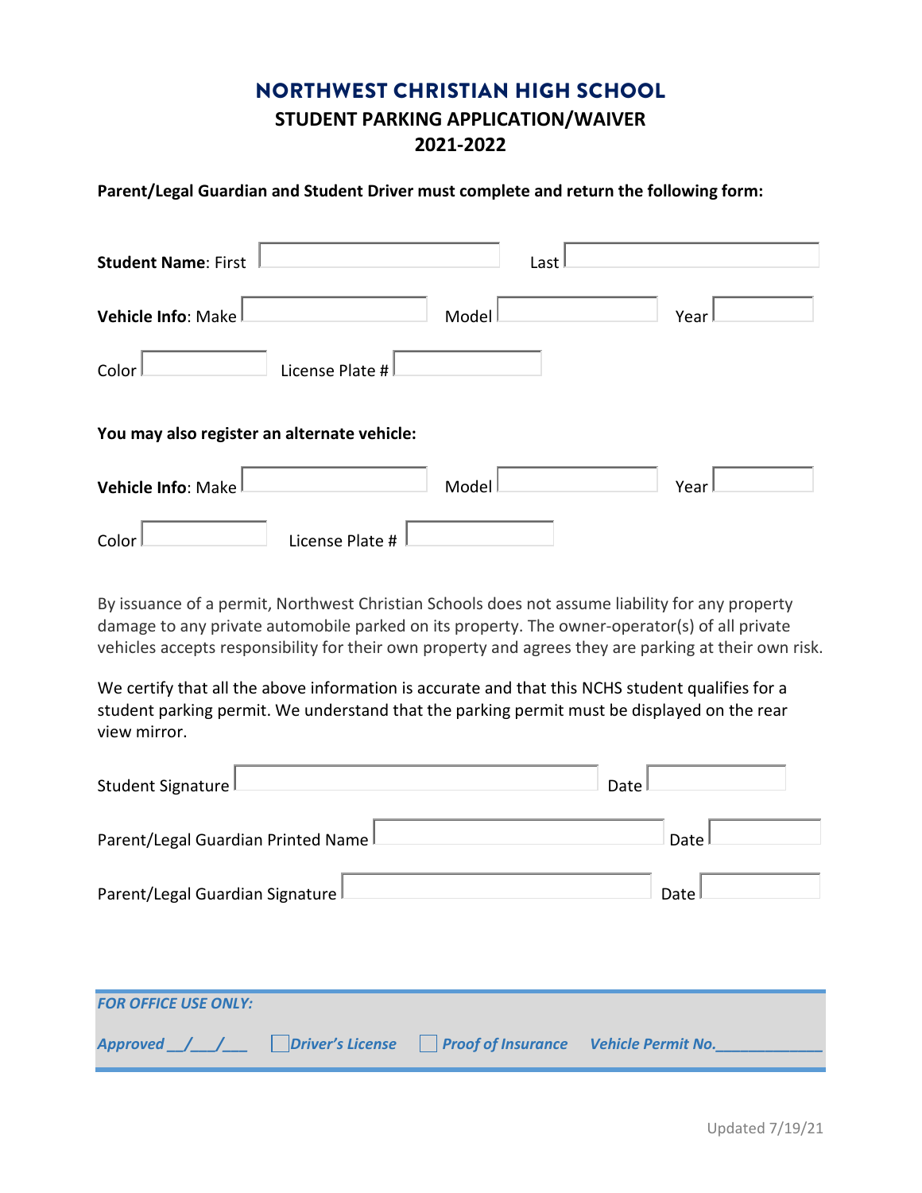# NORTHWEST CHRISTIAN HIGH SCHOOL

## STUDENT PARKING APPLICATION/WAIVER

## 2021-2022

**Parent/Legal Guardian and Student Driver must complete and return the following form:**

**Student Name**: First ____________ Last ____________

**Vehicle Info**: Make ____________ Model ____________ Year ____________

Color ____________ License Plate # ____________

**You may also register an alternate vehicle:**

**Vehicle Info**: Make ____________ Model ____________ Year ____________

Color ____________ License Plate # ____________

By issuance of a permit, Northwest Christian Schools does not assume liability for any property damage to any private automobile parked on its property. The owner-operator(s) of all private vehicles accepts responsibility for their own property and agrees they are parking at their own risk.

We certify that all the above information is accurate and that this NCHS student qualifies for a student parking permit. We understand that the parking permit must be displayed on the rear view mirror.

Student Signature ____________ Date ____________

Parent/Legal Guardian Printed Name ____________ Date ____________

Parent/Legal Guardian Signature ____________ Date ____________

***FOR OFFICE USE ONLY:***

***Approved __/___/___*** ☐ ***Driver's License*** ☐ ***Proof of Insurance*** ***Vehicle Permit No.____________***

Updated 7/19/21